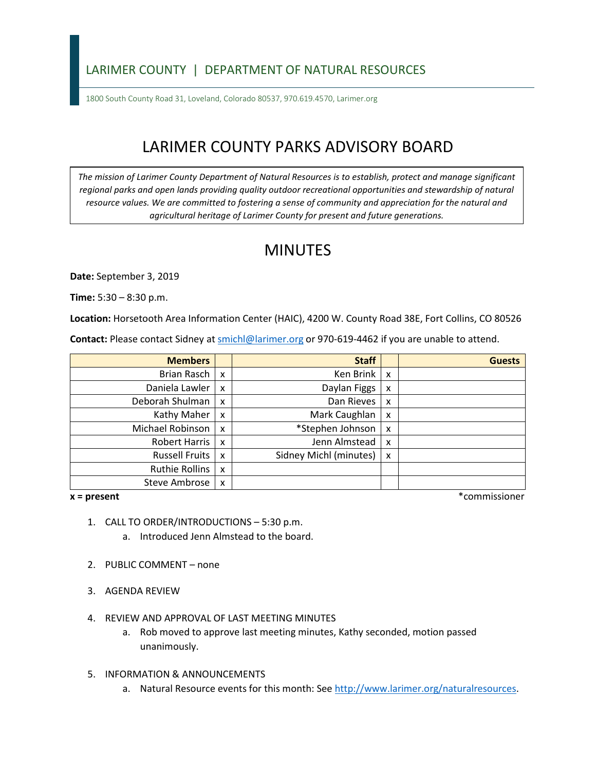LARIMER COUNTY | DEPARTMENT OF NATURAL RESOURCES

1800 South County Road 31, Loveland, Colorado 80537, 970.619.4570, Larimer.org

# LARIMER COUNTY PARKS ADVISORY BOARD

*The mission of Larimer County Department of Natural Resources is to establish, protect and manage significant regional parks and open lands providing quality outdoor recreational opportunities and stewardship of natural resource values. We are committed to fostering a sense of community and appreciation for the natural and agricultural heritage of Larimer County for present and future generations.*

## MINUTES

**Date:** September 3, 2019

**Time:** 5:30 – 8:30 p.m.

**Location:** Horsetooth Area Information Center (HAIC), 4200 W. County Road 38E, Fort Collins, CO 80526

**Contact:** Please contact Sidney at smichl@larimer.org or 970-619-4462 if you are unable to attend.

| Members | | Staff | | Guests |
|---|---|---|---|---|
| Brian Rasch | x | Ken Brink | x | |
| Daniela Lawler | x | Daylan Figgs | x | |
| Deborah Shulman | x | Dan Rieves | x | |
| Kathy Maher | x | Mark Caughlan | x | |
| Michael Robinson | x | *Stephen Johnson | x | |
| Robert Harris | x | Jenn Almstead | x | |
| Russell Fruits | x | Sidney Michl (minutes) | x | |
| Ruthie Rollins | x | | | |
| Steve Ambrose | x | | | |

**x = present** *commissioner

1. CALL TO ORDER/INTRODUCTIONS – 5:30 p.m.
   a. Introduced Jenn Almstead to the board.

2. PUBLIC COMMENT – none

3. AGENDA REVIEW

4. REVIEW AND APPROVAL OF LAST MEETING MINUTES
   a. Rob moved to approve last meeting minutes, Kathy seconded, motion passed unanimously.

5. INFORMATION & ANNOUNCEMENTS
   a. Natural Resource events for this month: See http://www.larimer.org/naturalresources.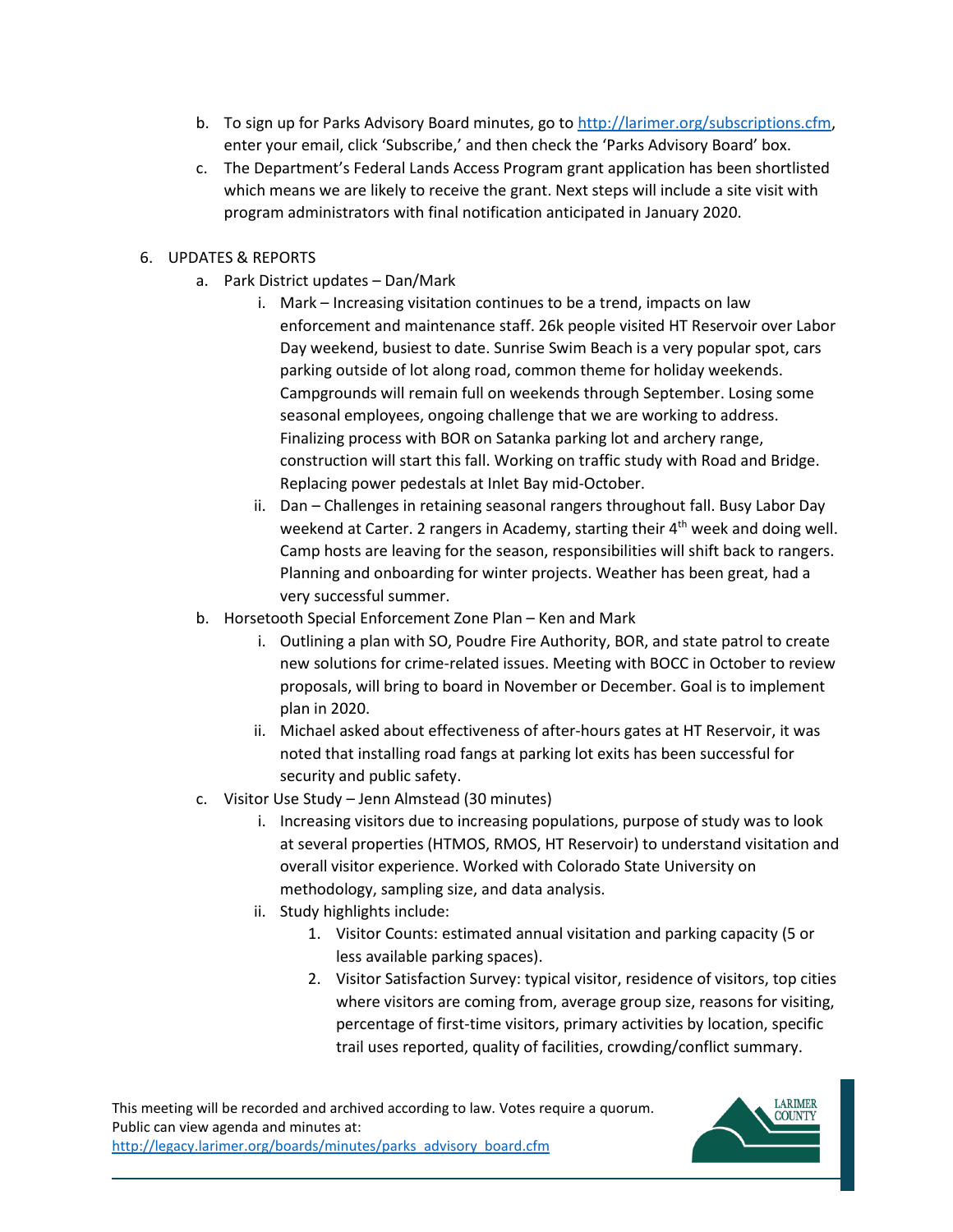b. To sign up for Parks Advisory Board minutes, go to http://larimer.org/subscriptions.cfm, enter your email, click 'Subscribe,' and then check the 'Parks Advisory Board' box.

c. The Department's Federal Lands Access Program grant application has been shortlisted which means we are likely to receive the grant. Next steps will include a site visit with program administrators with final notification anticipated in January 2020.

6. UPDATES & REPORTS
   a. Park District updates – Dan/Mark
      i. Mark – Increasing visitation continues to be a trend, impacts on law enforcement and maintenance staff. 26k people visited HT Reservoir over Labor Day weekend, busiest to date. Sunrise Swim Beach is a very popular spot, cars parking outside of lot along road, common theme for holiday weekends. Campgrounds will remain full on weekends through September. Losing some seasonal employees, ongoing challenge that we are working to address. Finalizing process with BOR on Satanka parking lot and archery range, construction will start this fall. Working on traffic study with Road and Bridge. Replacing power pedestals at Inlet Bay mid-October.
      ii. Dan – Challenges in retaining seasonal rangers throughout fall. Busy Labor Day weekend at Carter. 2 rangers in Academy, starting their 4th week and doing well. Camp hosts are leaving for the season, responsibilities will shift back to rangers. Planning and onboarding for winter projects. Weather has been great, had a very successful summer.
   b. Horsetooth Special Enforcement Zone Plan – Ken and Mark
      i. Outlining a plan with SO, Poudre Fire Authority, BOR, and state patrol to create new solutions for crime-related issues. Meeting with BOCC in October to review proposals, will bring to board in November or December. Goal is to implement plan in 2020.
      ii. Michael asked about effectiveness of after-hours gates at HT Reservoir, it was noted that installing road fangs at parking lot exits has been successful for security and public safety.
   c. Visitor Use Study – Jenn Almstead (30 minutes)
      i. Increasing visitors due to increasing populations, purpose of study was to look at several properties (HTMOS, RMOS, HT Reservoir) to understand visitation and overall visitor experience. Worked with Colorado State University on methodology, sampling size, and data analysis.
      ii. Study highlights include:
         1. Visitor Counts: estimated annual visitation and parking capacity (5 or less available parking spaces).
         2. Visitor Satisfaction Survey: typical visitor, residence of visitors, top cities where visitors are coming from, average group size, reasons for visiting, percentage of first-time visitors, primary activities by location, specific trail uses reported, quality of facilities, crowding/conflict summary.

This meeting will be recorded and archived according to law. Votes require a quorum. Public can view agenda and minutes at: http://legacy.larimer.org/boards/minutes/parks_advisory_board.cfm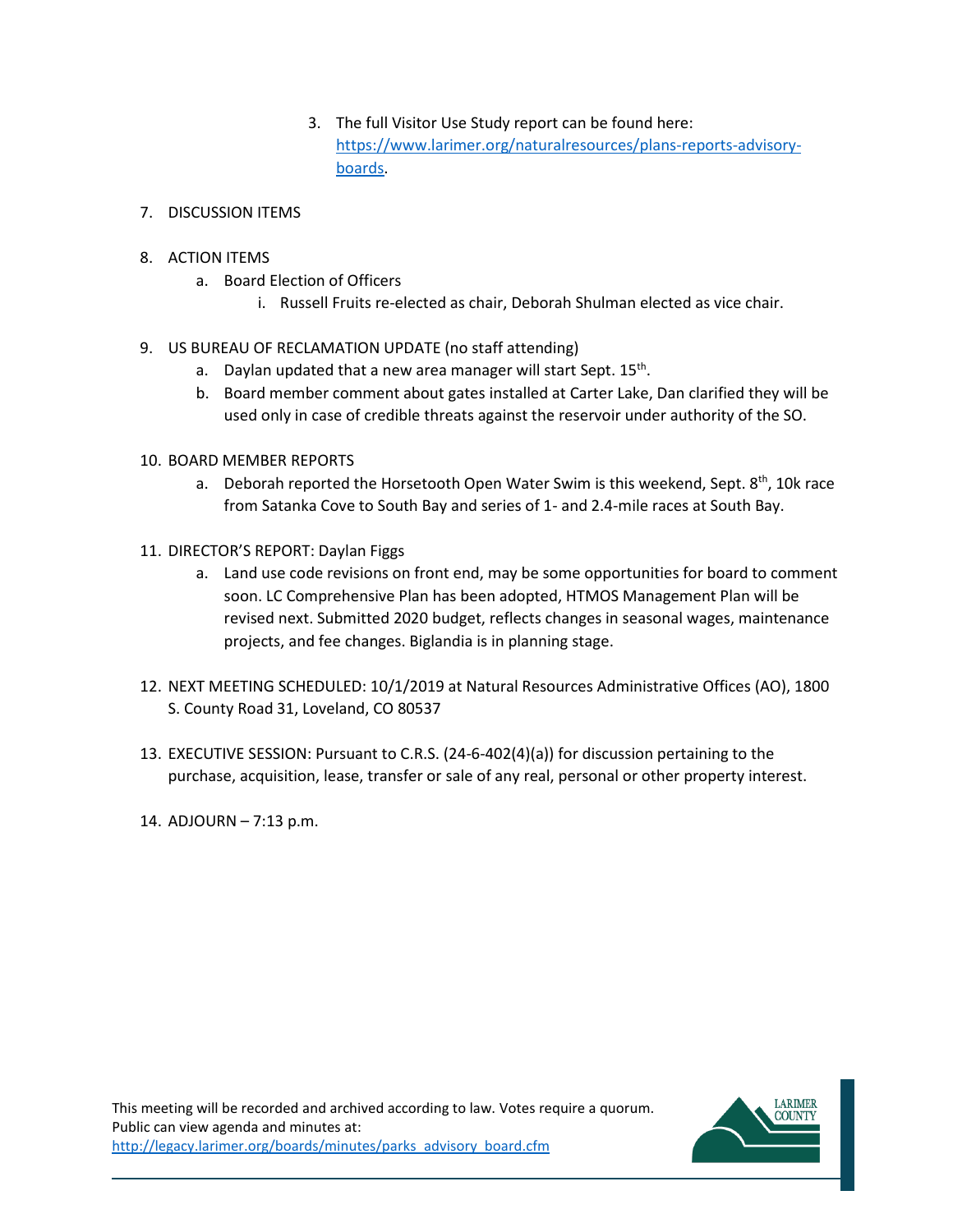3. The full Visitor Use Study report can be found here: [https://www.larimer.org/naturalresources/plans-reports-advisory-boards](https://www.larimer.org/naturalresources/plans-reports-advisory-boards).

7. DISCUSSION ITEMS

8. ACTION ITEMS
   a. Board Election of Officers
      i. Russell Fruits re-elected as chair, Deborah Shulman elected as vice chair.

9. US BUREAU OF RECLAMATION UPDATE (no staff attending)
   a. Daylan updated that a new area manager will start Sept. 15th.
   b. Board member comment about gates installed at Carter Lake, Dan clarified they will be used only in case of credible threats against the reservoir under authority of the SO.

10. BOARD MEMBER REPORTS
    a. Deborah reported the Horsetooth Open Water Swim is this weekend, Sept. 8th, 10k race from Satanka Cove to South Bay and series of 1- and 2.4-mile races at South Bay.

11. DIRECTOR'S REPORT: Daylan Figgs
    a. Land use code revisions on front end, may be some opportunities for board to comment soon. LC Comprehensive Plan has been adopted, HTMOS Management Plan will be revised next. Submitted 2020 budget, reflects changes in seasonal wages, maintenance projects, and fee changes. Biglandia is in planning stage.

12. NEXT MEETING SCHEDULED: 10/1/2019 at Natural Resources Administrative Offices (AO), 1800 S. County Road 31, Loveland, CO 80537

13. EXECUTIVE SESSION: Pursuant to C.R.S. (24-6-402(4)(a)) for discussion pertaining to the purchase, acquisition, lease, transfer or sale of any real, personal or other property interest.

14. ADJOURN – 7:13 p.m.

This meeting will be recorded and archived according to law. Votes require a quorum. Public can view agenda and minutes at: [http://legacy.larimer.org/boards/minutes/parks_advisory_board.cfm](http://legacy.larimer.org/boards/minutes/parks_advisory_board.cfm)